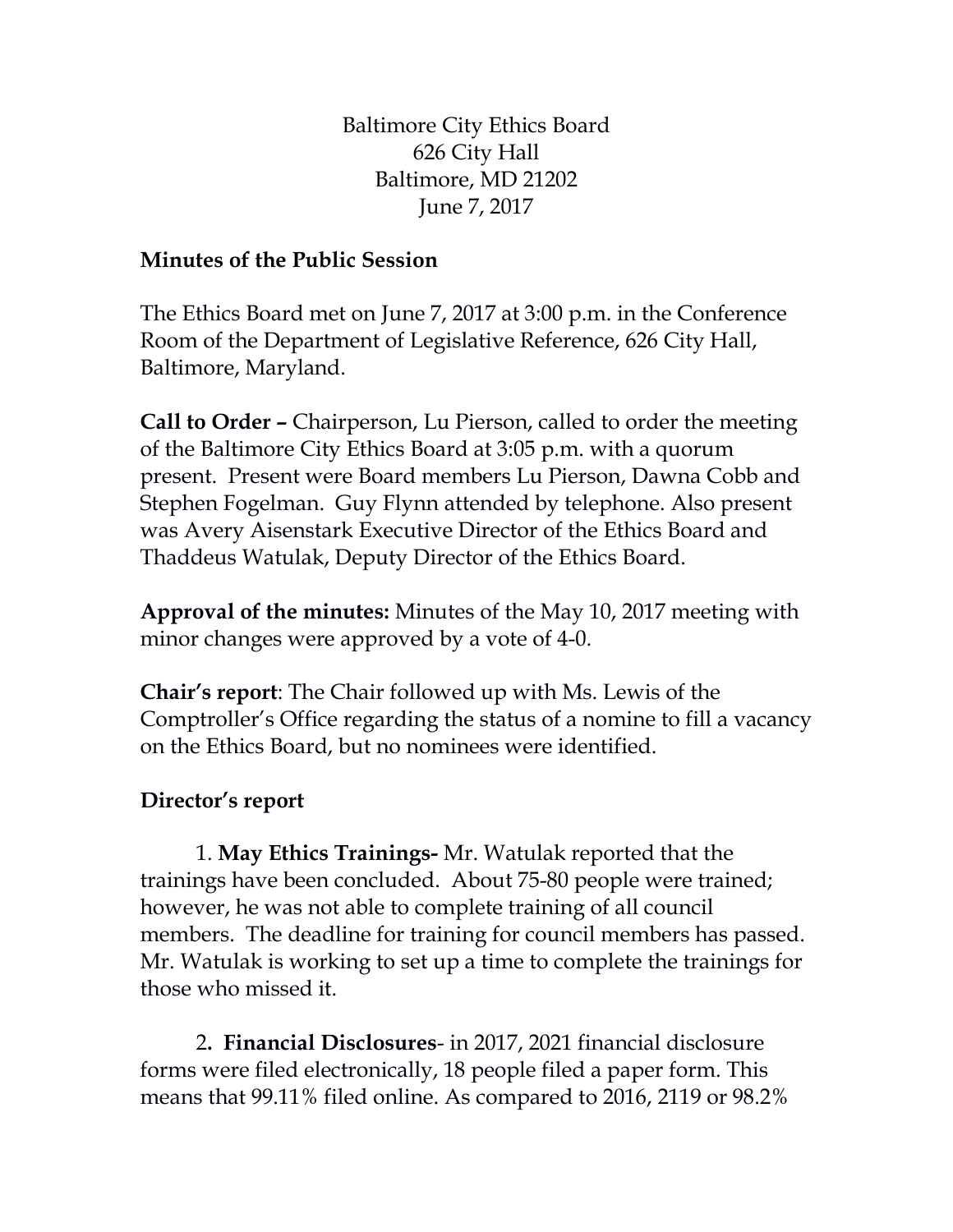Baltimore City Ethics Board
626 City Hall
Baltimore, MD 21202
June 7, 2017

**Minutes of the Public Session**

The Ethics Board met on June 7, 2017 at 3:00 p.m. in the Conference Room of the Department of Legislative Reference, 626 City Hall, Baltimore, Maryland.

**Call to Order –** Chairperson, Lu Pierson, called to order the meeting of the Baltimore City Ethics Board at 3:05 p.m. with a quorum present. Present were Board members Lu Pierson, Dawna Cobb and Stephen Fogelman. Guy Flynn attended by telephone. Also present was Avery Aisenstark Executive Director of the Ethics Board and Thaddeus Watulak, Deputy Director of the Ethics Board.

**Approval of the minutes:** Minutes of the May 10, 2017 meeting with minor changes were approved by a vote of 4-0.

**Chair's report**: The Chair followed up with Ms. Lewis of the Comptroller's Office regarding the status of a nomine to fill a vacancy on the Ethics Board, but no nominees were identified.

**Director's report**

1. **May Ethics Trainings-** Mr. Watulak reported that the trainings have been concluded. About 75-80 people were trained; however, he was not able to complete training of all council members. The deadline for training for council members has passed. Mr. Watulak is working to set up a time to complete the trainings for those who missed it.

2**. Financial Disclosures**- in 2017, 2021 financial disclosure forms were filed electronically, 18 people filed a paper form. This means that 99.11% filed online. As compared to 2016, 2119 or 98.2%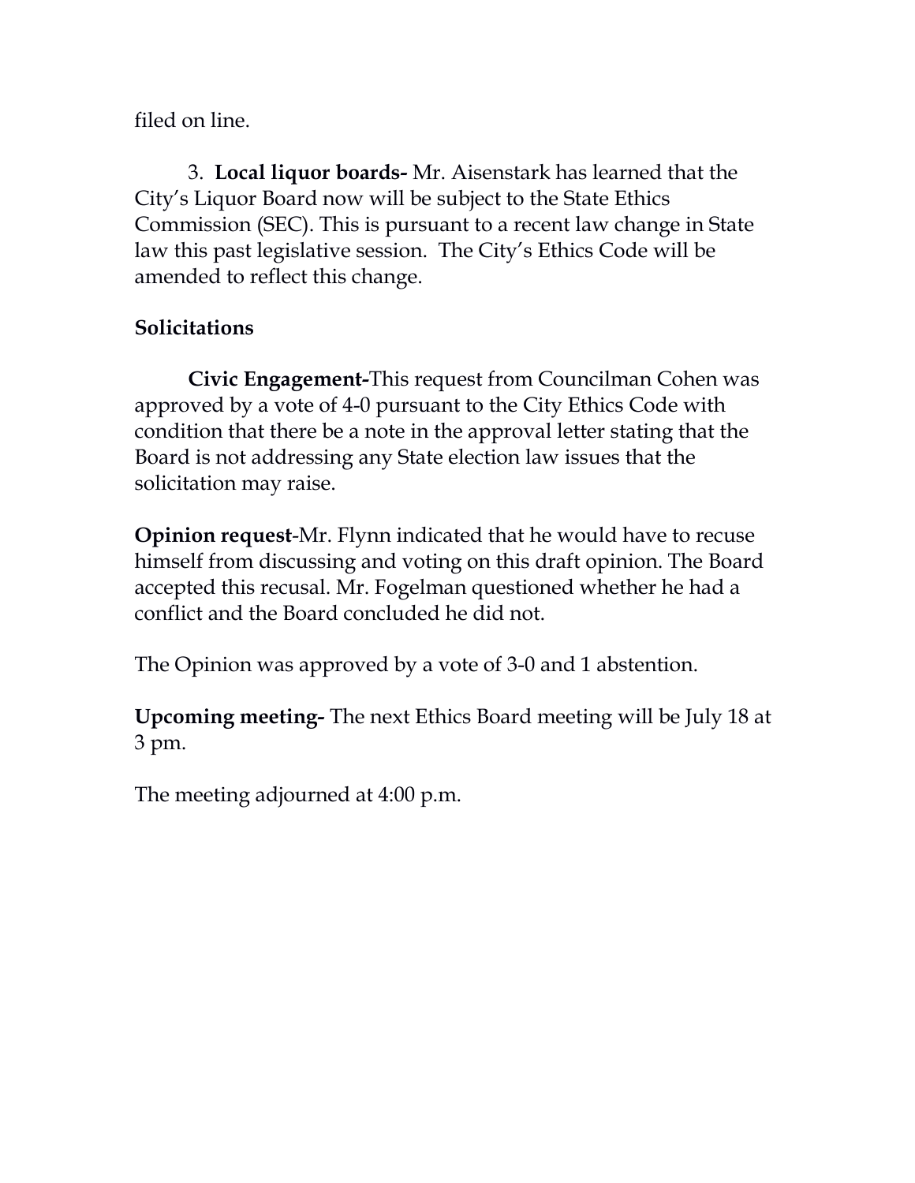filed on line.

3. **Local liquor boards-** Mr. Aisenstark has learned that the City's Liquor Board now will be subject to the State Ethics Commission (SEC). This is pursuant to a recent law change in State law this past legislative session. The City's Ethics Code will be amended to reflect this change.

**Solicitations**

**Civic Engagement-**This request from Councilman Cohen was approved by a vote of 4-0 pursuant to the City Ethics Code with condition that there be a note in the approval letter stating that the Board is not addressing any State election law issues that the solicitation may raise.

**Opinion request**-Mr. Flynn indicated that he would have to recuse himself from discussing and voting on this draft opinion. The Board accepted this recusal. Mr. Fogelman questioned whether he had a conflict and the Board concluded he did not.

The Opinion was approved by a vote of 3-0 and 1 abstention.

**Upcoming meeting-** The next Ethics Board meeting will be July 18 at 3 pm.

The meeting adjourned at 4:00 p.m.